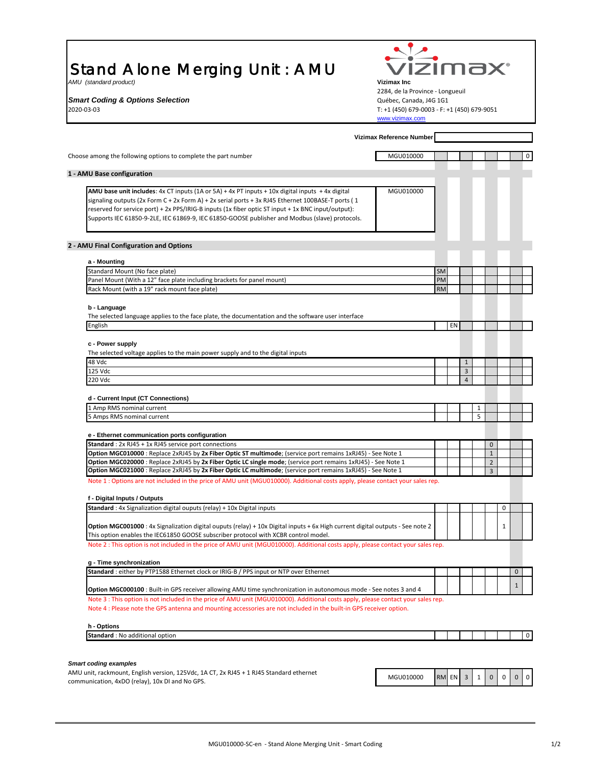# Stand Alone Merging Unit : AMU

*AMU (standard product)*

***Smart Coding & Options Selection***

2020-03-03

**Vizimax Inc**
2284, de la Province - Longueuil
Québec, Canada, J4G 1G1
T: +1 (450) 679-0003 - F: +1 (450) 679-9051
www.vizimax.com

**Vizimax Reference Number**

Choose among the following options to complete the part number

| MGU010000 | | | | | | | | 0 |
|---|---|---|---|---|---|---|---|---|

## 1 - AMU Base configuration

| Description | Code |
|---|---|
| **AMU base unit includes**: 4x CT inputs (1A or 5A) + 4x PT inputs + 10x digital inputs + 4x digital signaling outputs (2x Form C + 2x Form A) + 2x serial ports + 3x RJ45 Ethernet 100BASE-T ports ( 1 reserved for service port) + 2x PPS/IRIG-B inputs (1x fiber optic ST input + 1x BNC input/output): Supports IEC 61850-9-2LE, IEC 61869-9, IEC 61850-GOOSE publisher and Modbus (slave) protocols. | MGU010000 |

## 2 - AMU Final Configuration and Options

**a - Mounting**

| Description | a | b | c | d | e | f | g | h |
|---|---|---|---|---|---|---|---|---|
| Standard Mount (No face plate) | SM | | | | | | | |
| Panel Mount (With a 12" face plate including brackets for panel mount) | PM | | | | | | | |
| Rack Mount (with a 19" rack mount face plate) | RM | | | | | | | |

**b - Language**

The selected language applies to the face plate, the documentation and the software user interface

| Description | a | b | c | d | e | f | g | h |
|---|---|---|---|---|---|---|---|---|
| English | | EN | | | | | | |

**c - Power supply**

The selected voltage applies to the main power supply and to the digital inputs

| Description | a | b | c | d | e | f | g | h |
|---|---|---|---|---|---|---|---|---|
| 48 Vdc | | | 1 | | | | | |
| 125 Vdc | | | 3 | | | | | |
| 220 Vdc | | | 4 | | | | | |

**d - Current Input (CT Connections)**

| Description | a | b | c | d | e | f | g | h |
|---|---|---|---|---|---|---|---|---|
| 1 Amp RMS nominal current | | | | 1 | | | | |
| 5 Amps RMS nominal current | | | | 5 | | | | |

**e - Ethernet communication ports configuration**

| Description | a | b | c | d | e | f | g | h |
|---|---|---|---|---|---|---|---|---|
| **Standard** : 2x RJ45 + 1x RJ45 service port connections | | | | | 0 | | | |
| **Option MGC010000** : Replace 2xRJ45 by **2x Fiber Optic ST multimode**; (service port remains 1xRJ45) - See Note 1 | | | | | 1 | | | |
| **Option MGC020000** : Replace 2xRJ45 by **2x Fiber Optic LC single mode**; (service port remains 1xRJ45) - See Note 1 | | | | | 2 | | | |
| **Option MGC021000** : Replace 2xRJ45 by **2x Fiber Optic LC multimode**; (service port remains 1xRJ45) - See Note 1 | | | | | 3 | | | |

Note 1 : Options are not included in the price of AMU unit (MGU010000). Additional costs apply, please contact your sales rep.

**f - Digital Inputs / Outputs**

| Description | a | b | c | d | e | f | g | h |
|---|---|---|---|---|---|---|---|---|
| **Standard** : 4x Signalization digital ouputs (relay) + 10x Digital inputs | | | | | | 0 | | |
| **Option MGC001000** : 4x Signalization digital ouputs (relay) + 10x Digital inputs + 6x High current digital outputs - See note 2. This option enables the IEC61850 GOOSE subscriber protocol with XCBR control model. | | | | | | 1 | | |

Note 2 : This option is not included in the price of AMU unit (MGU010000). Additional costs apply, please contact your sales rep.

**g - Time synchronization**

| Description | a | b | c | d | e | f | g | h |
|---|---|---|---|---|---|---|---|---|
| **Standard** : either by PTP1588 Ethernet clock or IRIG-B / PPS input or NTP over Ethernet | | | | | | | 0 | |
| **Option MGC000100** : Built-in GPS receiver allowing AMU time synchronization in autonomous mode - See notes 3 and 4 | | | | | | | 1 | |

Note 3 : This option is not included in the price of AMU unit (MGU010000). Additional costs apply, please contact your sales rep.

Note 4 : Please note the GPS antenna and mounting accessories are not included in the built-in GPS receiver option.

**h - Options**

| Description | a | b | c | d | e | f | g | h |
|---|---|---|---|---|---|---|---|---|
| **Standard** : No additional option | | | | | | | | 0 |

***Smart coding examples***

AMU unit, rackmount, English version, 125Vdc, 1A CT, 2x RJ45 + 1 RJ45 Standard ethernet communication, 4xDO (relay), 10x DI and No GPS.

| MGU010000 | RM | EN | 3 | 1 | 0 | 0 | 0 | 0 |
|---|---|---|---|---|---|---|---|---|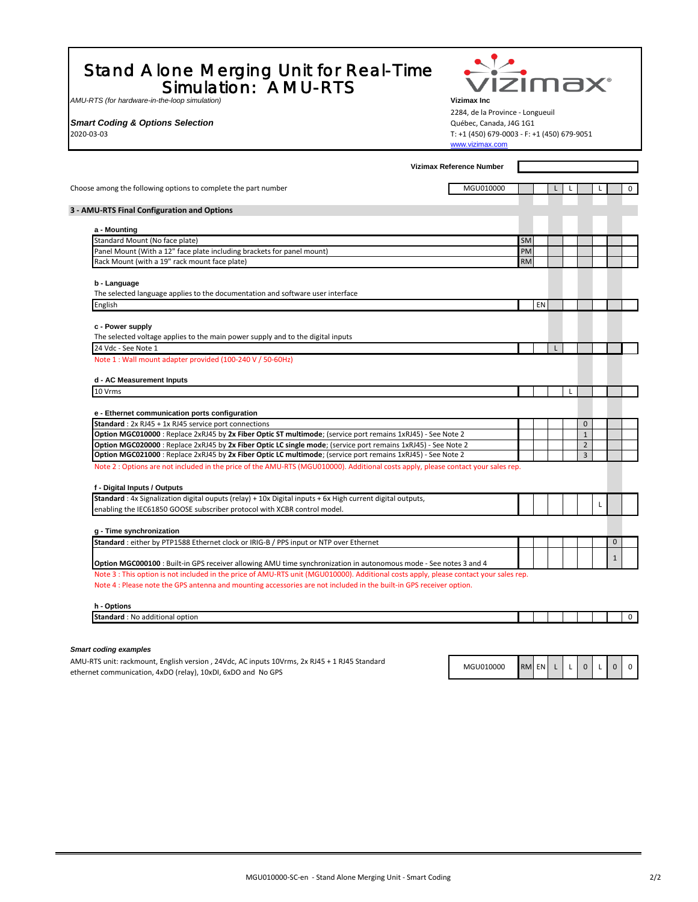# Stand Alone Merging Unit for Real-Time Simulation: AMU-RTS

*AMU-RTS (for hardware-in-the-loop simulation)*

***Smart Coding & Options Selection***

2020-03-03

**Vizimax Inc**

2284, de la Province - Longueuil
Québec, Canada, J4G 1G1
T: +1 (450) 679-0003 - F: +1 (450) 679-9051
www.vizimax.com

**Vizimax Reference Number**

Choose among the following options to complete the part number

| MGU010000 | | | L | L | | L | | 0 |
|---|---|---|---|---|---|---|---|---|

## 3 - AMU-RTS Final Configuration and Options

**a - Mounting**

| | | | | | | | | |
|---|---|---|---|---|---|---|---|---|
| Standard Mount (No face plate) | SM | | | | | | | |
| Panel Mount (With a 12" face plate including brackets for panel mount) | PM | | | | | | | |
| Rack Mount (with a 19" rack mount face plate) | RM | | | | | | | |

**b - Language**

The selected language applies to the documentation and software user interface

| | | | | | | | | |
|---|---|---|---|---|---|---|---|---|
| English | | EN | | | | | | |

**c - Power supply**

The selected voltage applies to the main power supply and to the digital inputs

| | | | | | | | | |
|---|---|---|---|---|---|---|---|---|
| 24 Vdc - See Note 1 | | | L | | | | | |

Note 1 : Wall mount adapter provided (100-240 V / 50-60Hz)

**d - AC Measurement Inputs**

| | | | | | | | | |
|---|---|---|---|---|---|---|---|---|
| 10 Vrms | | | | L | | | | |

**e - Ethernet communication ports configuration**

| | | | | | | | | |
|---|---|---|---|---|---|---|---|---|
| **Standard** : 2x RJ45 + 1x RJ45 service port connections | | | | | 0 | | | |
| **Option MGC010000** : Replace 2xRJ45 by **2x Fiber Optic ST multimode**; (service port remains 1xRJ45) - See Note 2 | | | | | 1 | | | |
| **Option MGC020000** : Replace 2xRJ45 by **2x Fiber Optic LC single mode**; (service port remains 1xRJ45) - See Note 2 | | | | | 2 | | | |
| **Option MGC021000** : Replace 2xRJ45 by **2x Fiber Optic LC multimode**; (service port remains 1xRJ45) - See Note 2 | | | | | 3 | | | |

Note 2 : Options are not included in the price of the AMU-RTS (MGU010000). Additional costs apply, please contact your sales rep.

**f - Digital Inputs / Outputs**

| | | | | | | | | |
|---|---|---|---|---|---|---|---|---|
| **Standard** : 4x Signalization digital ouputs (relay) + 10x Digital inputs + 6x High current digital outputs, enabling the IEC61850 GOOSE subscriber protocol with XCBR control model. | | | | | | L | | |

**g - Time synchronization**

| | | | | | | | | |
|---|---|---|---|---|---|---|---|---|
| **Standard** : either by PTP1588 Ethernet clock or IRIG-B / PPS input or NTP over Ethernet | | | | | | | 0 | |
| **Option MGC000100** : Built-in GPS receiver allowing AMU time synchronization in autonomous mode - See notes 3 and 4 | | | | | | | 1 | |

Note 3 : This option is not included in the price of AMU-RTS unit (MGU010000). Additional costs apply, please contact your sales rep.

Note 4 : Please note the GPS antenna and mounting accessories are not included in the built-in GPS receiver option.

**h - Options**

| | | | | | | | | |
|---|---|---|---|---|---|---|---|---|
| **Standard** : No additional option | | | | | | | | 0 |

***Smart coding examples***

AMU-RTS unit: rackmount, English version , 24Vdc, AC inputs 10Vrms, 2x RJ45 + 1 RJ45 Standard ethernet communication, 4xDO (relay), 10xDI, 6xDO and No GPS

| MGU010000 | RM | EN | L | L | 0 | L | 0 | 0 |
|---|---|---|---|---|---|---|---|---|